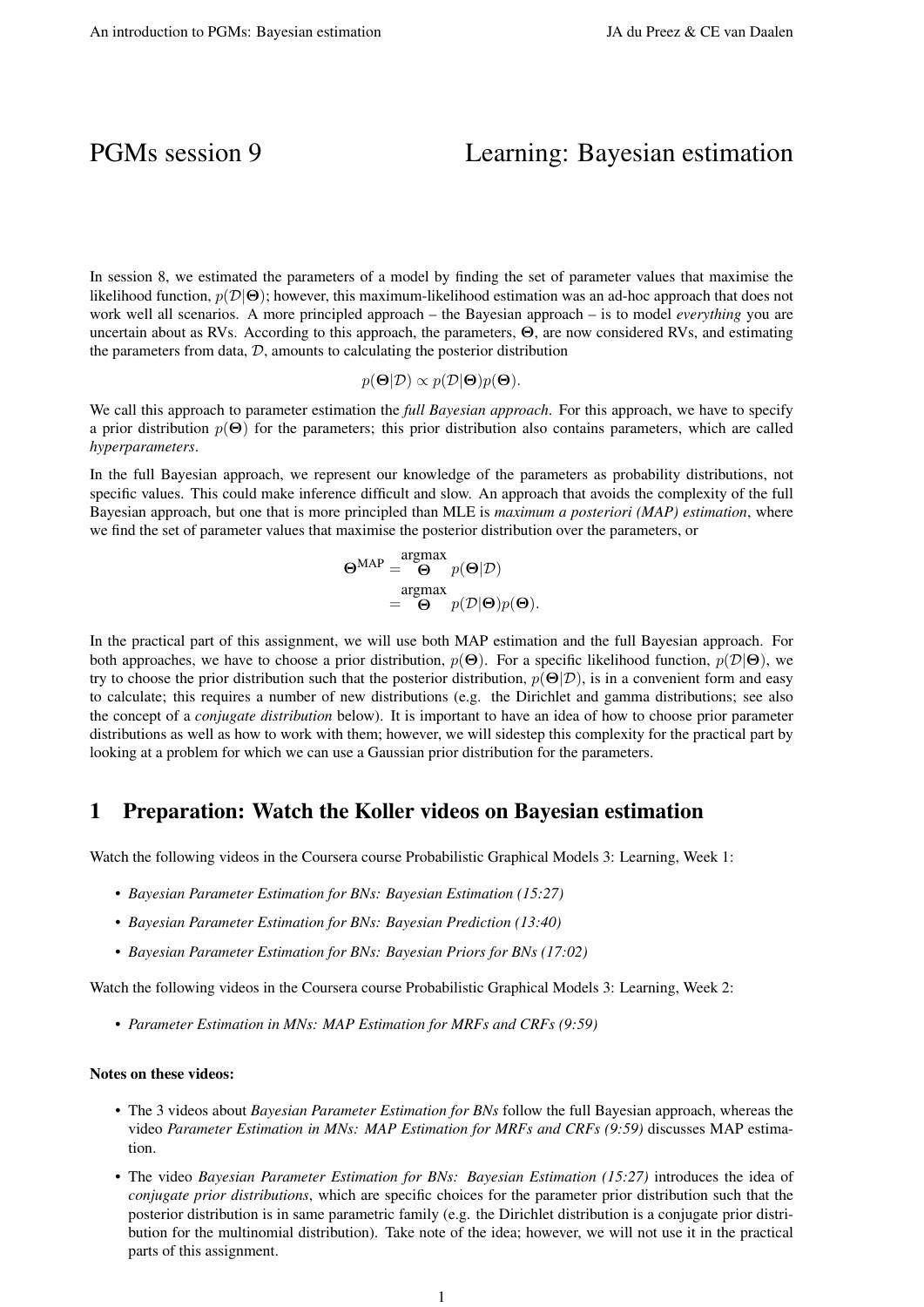# PGMs session 9 — Learning: Bayesian estimation

In session 8, we estimated the parameters of a model by finding the set of parameter values that maximise the likelihood function, $p(\mathcal{D}|\boldsymbol{\Theta})$; however, this maximum-likelihood estimation was an ad-hoc approach that does not work well all scenarios. A more principled approach – the Bayesian approach – is to model *everything* you are uncertain about as RVs. According to this approach, the parameters, $\boldsymbol{\Theta}$, are now considered RVs, and estimating the parameters from data, $\mathcal{D}$, amounts to calculating the posterior distribution

$$p(\boldsymbol{\Theta}|\mathcal{D}) \propto p(\mathcal{D}|\boldsymbol{\Theta})p(\boldsymbol{\Theta}).$$

We call this approach to parameter estimation the *full Bayesian approach*. For this approach, we have to specify a prior distribution $p(\boldsymbol{\Theta})$ for the parameters; this prior distribution also contains parameters, which are called *hyperparameters*.

In the full Bayesian approach, we represent our knowledge of the parameters as probability distributions, not specific values. This could make inference difficult and slow. An approach that avoids the complexity of the full Bayesian approach, but one that is more principled than MLE is *maximum a posteriori (MAP) estimation*, where we find the set of parameter values that maximise the posterior distribution over the parameters, or

$$\begin{aligned}
\boldsymbol{\Theta}^{\text{MAP}} &= \underset{\boldsymbol{\Theta}}{\text{argmax}} \; p(\boldsymbol{\Theta}|\mathcal{D}) \\
&= \underset{\boldsymbol{\Theta}}{\text{argmax}} \; p(\mathcal{D}|\boldsymbol{\Theta})p(\boldsymbol{\Theta}).
\end{aligned}$$

In the practical part of this assignment, we will use both MAP estimation and the full Bayesian approach. For both approaches, we have to choose a prior distribution, $p(\boldsymbol{\Theta})$. For a specific likelihood function, $p(\mathcal{D}|\boldsymbol{\Theta})$, we try to choose the prior distribution such that the posterior distribution, $p(\boldsymbol{\Theta}|\mathcal{D})$, is in a convenient form and easy to calculate; this requires a number of new distributions (e.g. the Dirichlet and gamma distributions; see also the concept of a *conjugate distribution* below). It is important to have an idea of how to choose prior parameter distributions as well as how to work with them; however, we will sidestep this complexity for the practical part by looking at a problem for which we can use a Gaussian prior distribution for the parameters.

## 1 Preparation: Watch the Koller videos on Bayesian estimation

Watch the following videos in the Coursera course Probabilistic Graphical Models 3: Learning, Week 1:

- *Bayesian Parameter Estimation for BNs: Bayesian Estimation (15:27)*
- *Bayesian Parameter Estimation for BNs: Bayesian Prediction (13:40)*
- *Bayesian Parameter Estimation for BNs: Bayesian Priors for BNs (17:02)*

Watch the following videos in the Coursera course Probabilistic Graphical Models 3: Learning, Week 2:

- *Parameter Estimation in MNs: MAP Estimation for MRFs and CRFs (9:59)*

**Notes on these videos:**

- The 3 videos about *Bayesian Parameter Estimation for BNs* follow the full Bayesian approach, whereas the video *Parameter Estimation in MNs: MAP Estimation for MRFs and CRFs (9:59)* discusses MAP estimation.
- The video *Bayesian Parameter Estimation for BNs: Bayesian Estimation (15:27)* introduces the idea of *conjugate prior distributions*, which are specific choices for the parameter prior distribution such that the posterior distribution is in same parametric family (e.g. the Dirichlet distribution is a conjugate prior distribution for the multinomial distribution). Take note of the idea; however, we will not use it in the practical parts of this assignment.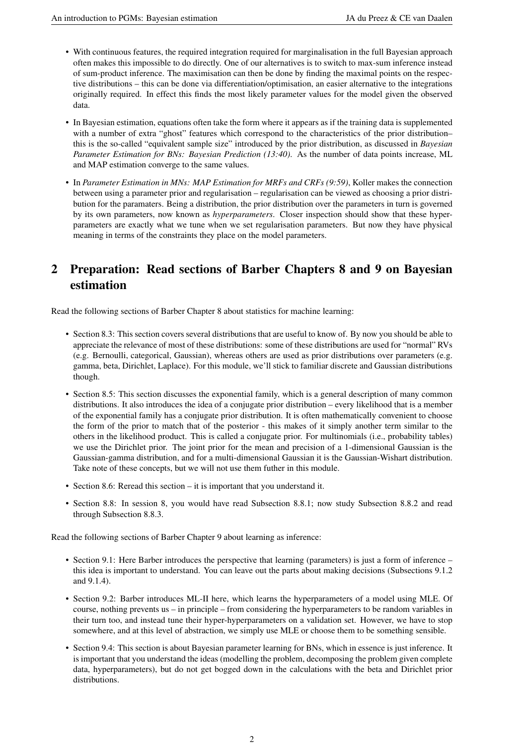- With continuous features, the required integration required for marginalisation in the full Bayesian approach often makes this impossible to do directly. One of our alternatives is to switch to max-sum inference instead of sum-product inference. The maximisation can then be done by finding the maximal points on the respective distributions – this can be done via differentiation/optimisation, an easier alternative to the integrations originally required. In effect this finds the most likely parameter values for the model given the observed data.
- In Bayesian estimation, equations often take the form where it appears as if the training data is supplemented with a number of extra "ghost" features which correspond to the characteristics of the prior distribution– this is the so-called "equivalent sample size" introduced by the prior distribution, as discussed in *Bayesian Parameter Estimation for BNs: Bayesian Prediction (13:40)*. As the number of data points increase, ML and MAP estimation converge to the same values.
- In *Parameter Estimation in MNs: MAP Estimation for MRFs and CRFs (9:59)*, Koller makes the connection between using a parameter prior and regularisation – regularisation can be viewed as choosing a prior distribution for the paramaters. Being a distribution, the prior distribution over the parameters in turn is governed by its own parameters, now known as *hyperparameters*. Closer inspection should show that these hyperparameters are exactly what we tune when we set regularisation parameters. But now they have physical meaning in terms of the constraints they place on the model parameters.

## 2 Preparation: Read sections of Barber Chapters 8 and 9 on Bayesian estimation

Read the following sections of Barber Chapter 8 about statistics for machine learning:

- Section 8.3: This section covers several distributions that are useful to know of. By now you should be able to appreciate the relevance of most of these distributions: some of these distributions are used for "normal" RVs (e.g. Bernoulli, categorical, Gaussian), whereas others are used as prior distributions over parameters (e.g. gamma, beta, Dirichlet, Laplace). For this module, we'll stick to familiar discrete and Gaussian distributions though.
- Section 8.5: This section discusses the exponential family, which is a general description of many common distributions. It also introduces the idea of a conjugate prior distribution – every likelihood that is a member of the exponential family has a conjugate prior distribution. It is often mathematically convenient to choose the form of the prior to match that of the posterior - this makes of it simply another term similar to the others in the likelihood product. This is called a conjugate prior. For multinomials (i.e., probability tables) we use the Dirichlet prior. The joint prior for the mean and precision of a 1-dimensional Gaussian is the Gaussian-gamma distribution, and for a multi-dimensional Gaussian it is the Gaussian-Wishart distribution. Take note of these concepts, but we will not use them futher in this module.
- Section 8.6: Reread this section – it is important that you understand it.
- Section 8.8: In session 8, you would have read Subsection 8.8.1; now study Subsection 8.8.2 and read through Subsection 8.8.3.

Read the following sections of Barber Chapter 9 about learning as inference:

- Section 9.1: Here Barber introduces the perspective that learning (parameters) is just a form of inference – this idea is important to understand. You can leave out the parts about making decisions (Subsections 9.1.2 and 9.1.4).
- Section 9.2: Barber introduces ML-II here, which learns the hyperparameters of a model using MLE. Of course, nothing prevents us – in principle – from considering the hyperparameters to be random variables in their turn too, and instead tune their hyper-hyperparameters on a validation set. However, we have to stop somewhere, and at this level of abstraction, we simply use MLE or choose them to be something sensible.
- Section 9.4: This section is about Bayesian parameter learning for BNs, which in essence is just inference. It is important that you understand the ideas (modelling the problem, decomposing the problem given complete data, hyperparameters), but do not get bogged down in the calculations with the beta and Dirichlet prior distributions.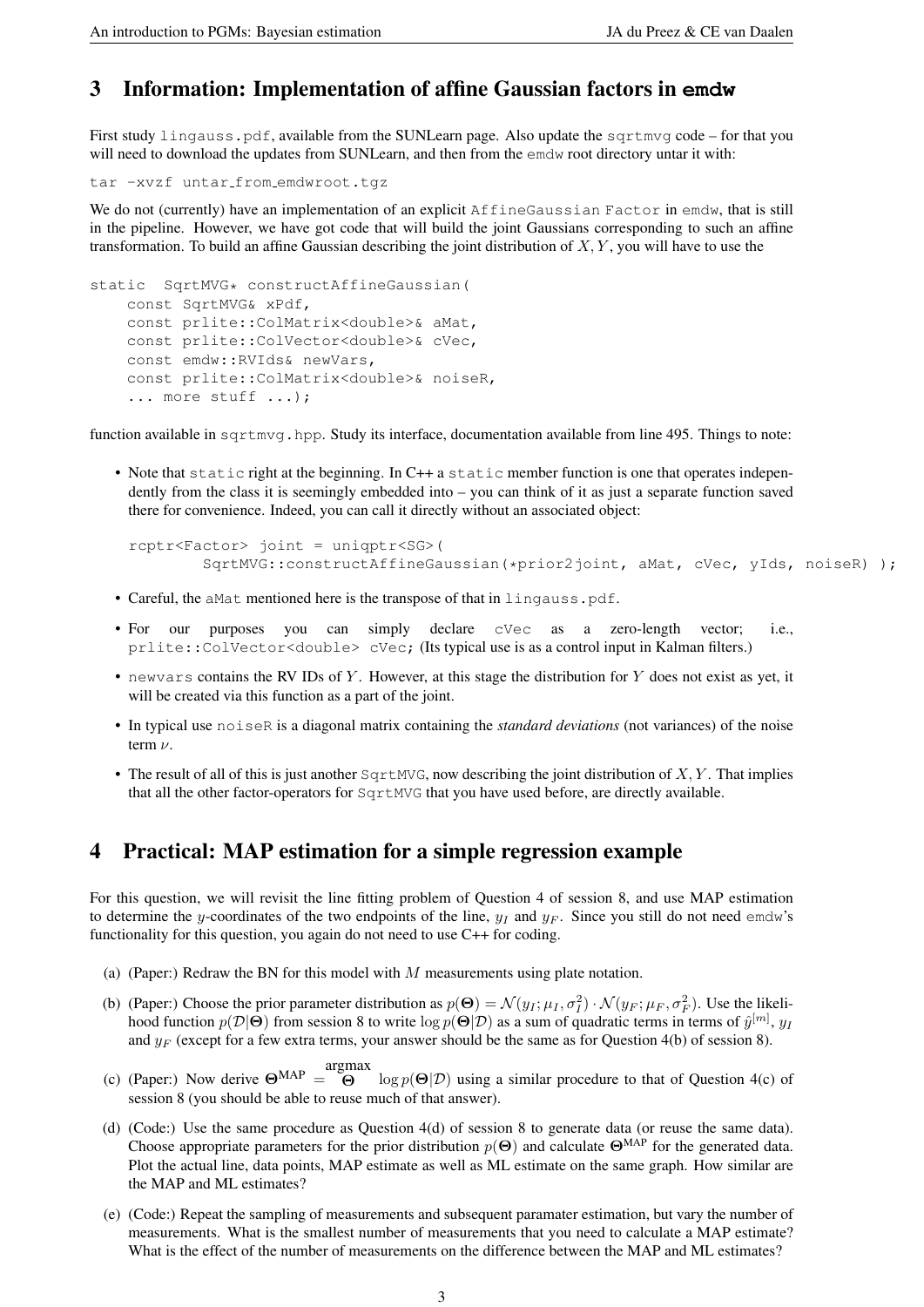## 3 Information: Implementation of affine Gaussian factors in **emdw**

First study `lingauss.pdf`, available from the SUNLearn page. Also update the `sqrtmvg` code – for that you will need to download the updates from SUNLearn, and then from the `emdw` root directory untar it with:

```
tar -xvzf untar_from_emdwroot.tgz
```

We do not (currently) have an implementation of an explicit `AffineGaussian Factor` in `emdw`, that is still in the pipeline. However, we have got code that will build the joint Gaussians corresponding to such an affine transformation. To build an affine Gaussian describing the joint distribution of $X, Y$, you will have to use the

```
static  SqrtMVG* constructAffineGaussian(
    const SqrtMVG& xPdf,
    const prlite::ColMatrix<double>& aMat,
    const prlite::ColVector<double>& cVec,
    const emdw::RVIds& newVars,
    const prlite::ColMatrix<double>& noiseR,
    ... more stuff ...);
```

function available in `sqrtmvg.hpp`. Study its interface, documentation available from line 495. Things to note:

- Note that `static` right at the beginning. In C++ a `static` member function is one that operates independently from the class it is seemingly embedded into – you can think of it as just a separate function saved there for convenience. Indeed, you can call it directly without an associated object:

  ```
  rcptr<Factor> joint = uniqptr<SG>(
          SqrtMVG::constructAffineGaussian(*prior2joint, aMat, cVec, yIds, noiseR) );
  ```

- Careful, the `aMat` mentioned here is the transpose of that in `lingauss.pdf`.
- For our purposes you can simply declare `cVec` as a zero-length vector; i.e., `prlite::ColVector<double> cVec;` (Its typical use is as a control input in Kalman filters.)
- `newvars` contains the RV IDs of $Y$. However, at this stage the distribution for $Y$ does not exist as yet, it will be created via this function as a part of the joint.
- In typical use `noiseR` is a diagonal matrix containing the *standard deviations* (not variances) of the noise term $\nu$.
- The result of all of this is just another `SqrtMVG`, now describing the joint distribution of $X, Y$. That implies that all the other factor-operators for `SqrtMVG` that you have used before, are directly available.

## 4 Practical: MAP estimation for a simple regression example

For this question, we will revisit the line fitting problem of Question 4 of session 8, and use MAP estimation to determine the $y$-coordinates of the two endpoints of the line, $y_I$ and $y_F$. Since you still do not need `emdw`'s functionality for this question, you again do not need to use C++ for coding.

(a) (Paper:) Redraw the BN for this model with $M$ measurements using plate notation.

(b) (Paper:) Choose the prior parameter distribution as $p(\boldsymbol{\Theta}) = \mathcal{N}(y_I; \mu_I, \sigma_I^2) \cdot \mathcal{N}(y_F; \mu_F, \sigma_F^2)$. Use the likelihood function $p(\mathcal{D}|\boldsymbol{\Theta})$ from session 8 to write $\log p(\boldsymbol{\Theta}|\mathcal{D})$ as a sum of quadratic terms in terms of $\hat{y}^{[m]}$, $y_I$ and $y_F$ (except for a few extra terms, your answer should be the same as for Question 4(b) of session 8).

(c) (Paper:) Now derive $\boldsymbol{\Theta}^{\text{MAP}} = \underset{\boldsymbol{\Theta}}{\text{argmax}} \log p(\boldsymbol{\Theta}|\mathcal{D})$ using a similar procedure to that of Question 4(c) of session 8 (you should be able to reuse much of that answer).

(d) (Code:) Use the same procedure as Question 4(d) of session 8 to generate data (or reuse the same data). Choose appropriate parameters for the prior distribution $p(\boldsymbol{\Theta})$ and calculate $\boldsymbol{\Theta}^{\text{MAP}}$ for the generated data. Plot the actual line, data points, MAP estimate as well as ML estimate on the same graph. How similar are the MAP and ML estimates?

(e) (Code:) Repeat the sampling of measurements and subsequent paramater estimation, but vary the number of measurements. What is the smallest number of measurements that you need to calculate a MAP estimate? What is the effect of the number of measurements on the difference between the MAP and ML estimates?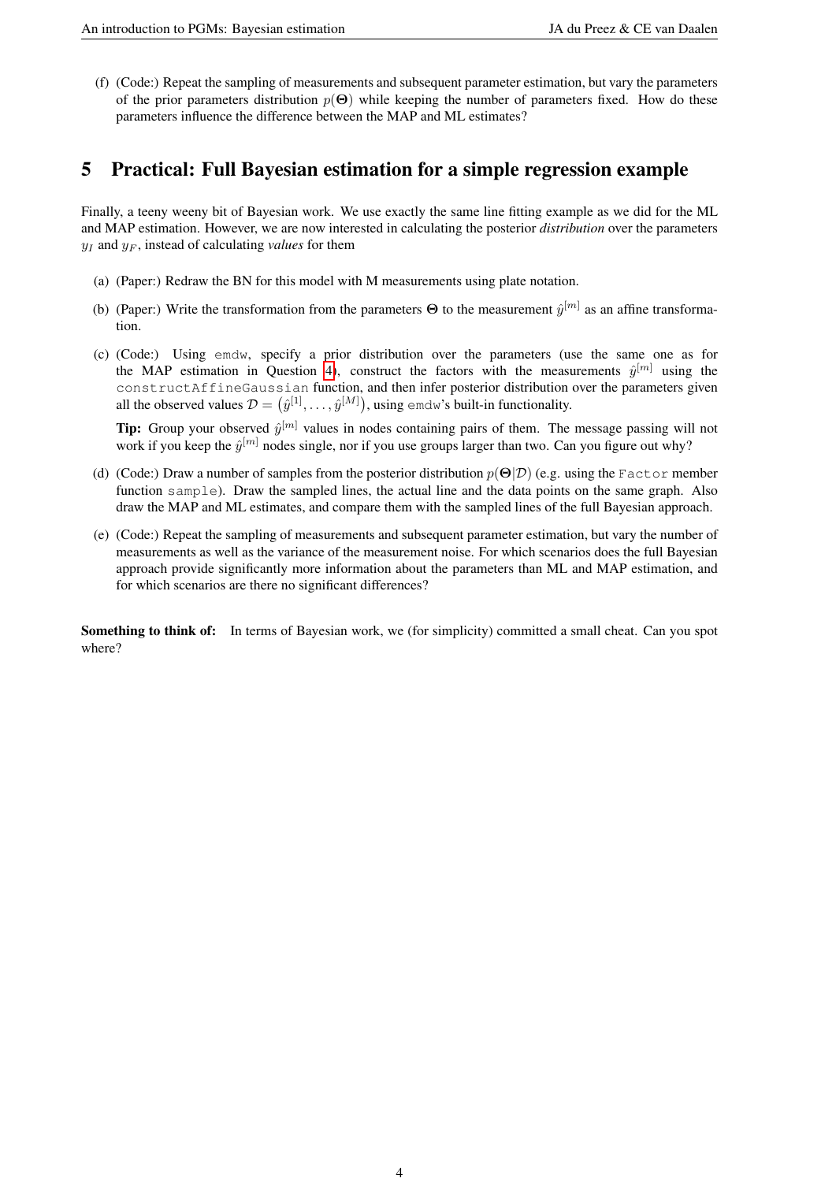(f) (Code:) Repeat the sampling of measurements and subsequent parameter estimation, but vary the parameters of the prior parameters distribution $p(\mathbf{\Theta})$ while keeping the number of parameters fixed. How do these parameters influence the difference between the MAP and ML estimates?

## 5 Practical: Full Bayesian estimation for a simple regression example

Finally, a teeny weeny bit of Bayesian work. We use exactly the same line fitting example as we did for the ML and MAP estimation. However, we are now interested in calculating the posterior *distribution* over the parameters $y_I$ and $y_F$, instead of calculating *values* for them

(a) (Paper:) Redraw the BN for this model with M measurements using plate notation.

(b) (Paper:) Write the transformation from the parameters $\mathbf{\Theta}$ to the measurement $\hat{y}^{[m]}$ as an affine transformation.

(c) (Code:) Using `emdw`, specify a prior distribution over the parameters (use the same one as for the MAP estimation in Question 4), construct the factors with the measurements $\hat{y}^{[m]}$ using the `constructAffineGaussian` function, and then infer posterior distribution over the parameters given all the observed values $\mathcal{D} = \left(\hat{y}^{[1]}, \ldots, \hat{y}^{[M]}\right)$, using `emdw`'s built-in functionality.

**Tip:** Group your observed $\hat{y}^{[m]}$ values in nodes containing pairs of them. The message passing will not work if you keep the $\hat{y}^{[m]}$ nodes single, nor if you use groups larger than two. Can you figure out why?

(d) (Code:) Draw a number of samples from the posterior distribution $p(\mathbf{\Theta}|\mathcal{D})$ (e.g. using the `Factor` member function `sample`). Draw the sampled lines, the actual line and the data points on the same graph. Also draw the MAP and ML estimates, and compare them with the sampled lines of the full Bayesian approach.

(e) (Code:) Repeat the sampling of measurements and subsequent parameter estimation, but vary the number of measurements as well as the variance of the measurement noise. For which scenarios does the full Bayesian approach provide significantly more information about the parameters than ML and MAP estimation, and for which scenarios are there no significant differences?

**Something to think of:** In terms of Bayesian work, we (for simplicity) committed a small cheat. Can you spot where?